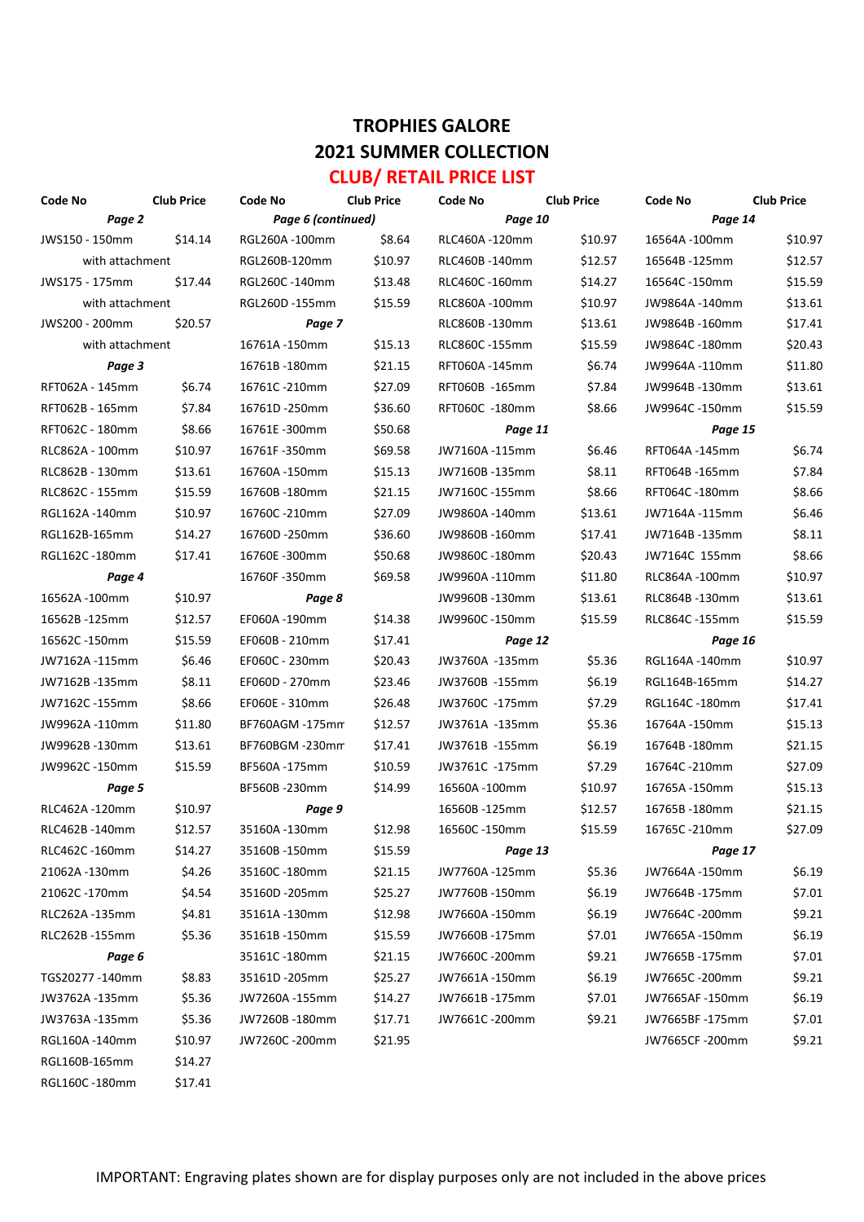# TROPHIES GALORE

## 2021 SUMMER COLLECTION

## CLUB/ RETAIL PRICE LIST

| Code No | Club Price |
|---|---|
| ***Page 2*** | |
| JWS150 - 150mm | $14.14 |
| with attachment | |
| JWS175 - 175mm | $17.44 |
| with attachment | |
| JWS200 - 200mm | $20.57 |
| with attachment | |
| ***Page 3*** | |
| RFT062A - 145mm | $6.74 |
| RFT062B - 165mm | $7.84 |
| RFT062C - 180mm | $8.66 |
| RLC862A - 100mm | $10.97 |
| RLC862B - 130mm | $13.61 |
| RLC862C - 155mm | $15.59 |
| RGL162A -140mm | $10.97 |
| RGL162B-165mm | $14.27 |
| RGL162C -180mm | $17.41 |
| ***Page 4*** | |
| 16562A -100mm | $10.97 |
| 16562B -125mm | $12.57 |
| 16562C -150mm | $15.59 |
| JW7162A -115mm | $6.46 |
| JW7162B -135mm | $8.11 |
| JW7162C -155mm | $8.66 |
| JW9962A -110mm | $11.80 |
| JW9962B -130mm | $13.61 |
| JW9962C -150mm | $15.59 |
| ***Page 5*** | |
| RLC462A -120mm | $10.97 |
| RLC462B -140mm | $12.57 |
| RLC462C -160mm | $14.27 |
| 21062A -130mm | $4.26 |
| 21062C -170mm | $4.54 |
| RLC262A -135mm | $4.81 |
| RLC262B -155mm | $5.36 |
| ***Page 6*** | |
| TGS20277 -140mm | $8.83 |
| JW3762A -135mm | $5.36 |
| JW3763A -135mm | $5.36 |
| RGL160A -140mm | $10.97 |
| RGL160B-165mm | $14.27 |
| RGL160C -180mm | $17.41 |
| ***Page 6 (continued)*** | |
| RGL260A -100mm | $8.64 |
| RGL260B-120mm | $10.97 |
| RGL260C -140mm | $13.48 |
| RGL260D -155mm | $15.59 |
| ***Page 7*** | |
| 16761A -150mm | $15.13 |
| 16761B -180mm | $21.15 |
| 16761C -210mm | $27.09 |
| 16761D -250mm | $36.60 |
| 16761E -300mm | $50.68 |
| 16761F -350mm | $69.58 |
| 16760A -150mm | $15.13 |
| 16760B -180mm | $21.15 |
| 16760C -210mm | $27.09 |
| 16760D -250mm | $36.60 |
| 16760E -300mm | $50.68 |
| 16760F -350mm | $69.58 |
| ***Page 8*** | |
| EF060A -190mm | $14.38 |
| EF060B - 210mm | $17.41 |
| EF060C - 230mm | $20.43 |
| EF060D - 270mm | $23.46 |
| EF060E - 310mm | $26.48 |
| BF760AGM -175mm | $12.57 |
| BF760BGM -230mm | $17.41 |
| BF560A -175mm | $10.59 |
| BF560B -230mm | $14.99 |
| ***Page 9*** | |
| 35160A -130mm | $12.98 |
| 35160B -150mm | $15.59 |
| 35160C -180mm | $21.15 |
| 35160D -205mm | $25.27 |
| 35161A -130mm | $12.98 |
| 35161B -150mm | $15.59 |
| 35161C -180mm | $21.15 |
| 35161D -205mm | $25.27 |
| JW7260A -155mm | $14.27 |
| JW7260B -180mm | $17.71 |
| JW7260C -200mm | $21.95 |
| ***Page 10*** | |
| RLC460A -120mm | $10.97 |
| RLC460B -140mm | $12.57 |
| RLC460C -160mm | $14.27 |
| RLC860A -100mm | $10.97 |
| RLC860B -130mm | $13.61 |
| RLC860C -155mm | $15.59 |
| RFT060A -145mm | $6.74 |
| RFT060B -165mm | $7.84 |
| RFT060C -180mm | $8.66 |
| ***Page 11*** | |
| JW7160A -115mm | $6.46 |
| JW7160B -135mm | $8.11 |
| JW7160C -155mm | $8.66 |
| JW9860A -140mm | $13.61 |
| JW9860B -160mm | $17.41 |
| JW9860C -180mm | $20.43 |
| JW9960A -110mm | $11.80 |
| JW9960B -130mm | $13.61 |
| JW9960C -150mm | $15.59 |
| ***Page 12*** | |
| JW3760A -135mm | $5.36 |
| JW3760B -155mm | $6.19 |
| JW3760C -175mm | $7.29 |
| JW3761A -135mm | $5.36 |
| JW3761B -155mm | $6.19 |
| JW3761C -175mm | $7.29 |
| 16560A -100mm | $10.97 |
| 16560B -125mm | $12.57 |
| 16560C -150mm | $15.59 |
| ***Page 13*** | |
| JW7760A -125mm | $5.36 |
| JW7760B -150mm | $6.19 |
| JW7660A -150mm | $6.19 |
| JW7660B -175mm | $7.01 |
| JW7660C -200mm | $9.21 |
| JW7661A -150mm | $6.19 |
| JW7661B -175mm | $7.01 |
| JW7661C -200mm | $9.21 |
| ***Page 14*** | |
| 16564A -100mm | $10.97 |
| 16564B -125mm | $12.57 |
| 16564C -150mm | $15.59 |
| JW9864A -140mm | $13.61 |
| JW9864B -160mm | $17.41 |
| JW9864C -180mm | $20.43 |
| JW9964A -110mm | $11.80 |
| JW9964B -130mm | $13.61 |
| JW9964C -150mm | $15.59 |
| ***Page 15*** | |
| RFT064A -145mm | $6.74 |
| RFT064B -165mm | $7.84 |
| RFT064C -180mm | $8.66 |
| JW7164A -115mm | $6.46 |
| JW7164B -135mm | $8.11 |
| JW7164C 155mm | $8.66 |
| RLC864A -100mm | $10.97 |
| RLC864B -130mm | $13.61 |
| RLC864C -155mm | $15.59 |
| ***Page 16*** | |
| RGL164A -140mm | $10.97 |
| RGL164B-165mm | $14.27 |
| RGL164C -180mm | $17.41 |
| 16764A -150mm | $15.13 |
| 16764B -180mm | $21.15 |
| 16764C -210mm | $27.09 |
| 16765A -150mm | $15.13 |
| 16765B -180mm | $21.15 |
| 16765C -210mm | $27.09 |
| ***Page 17*** | |
| JW7664A -150mm | $6.19 |
| JW7664B -175mm | $7.01 |
| JW7664C -200mm | $9.21 |
| JW7665A -150mm | $6.19 |
| JW7665B -175mm | $7.01 |
| JW7665C -200mm | $9.21 |
| JW7665AF -150mm | $6.19 |
| JW7665BF -175mm | $7.01 |
| JW7665CF -200mm | $9.21 |

IMPORTANT: Engraving plates shown are for display purposes only are not included in the above prices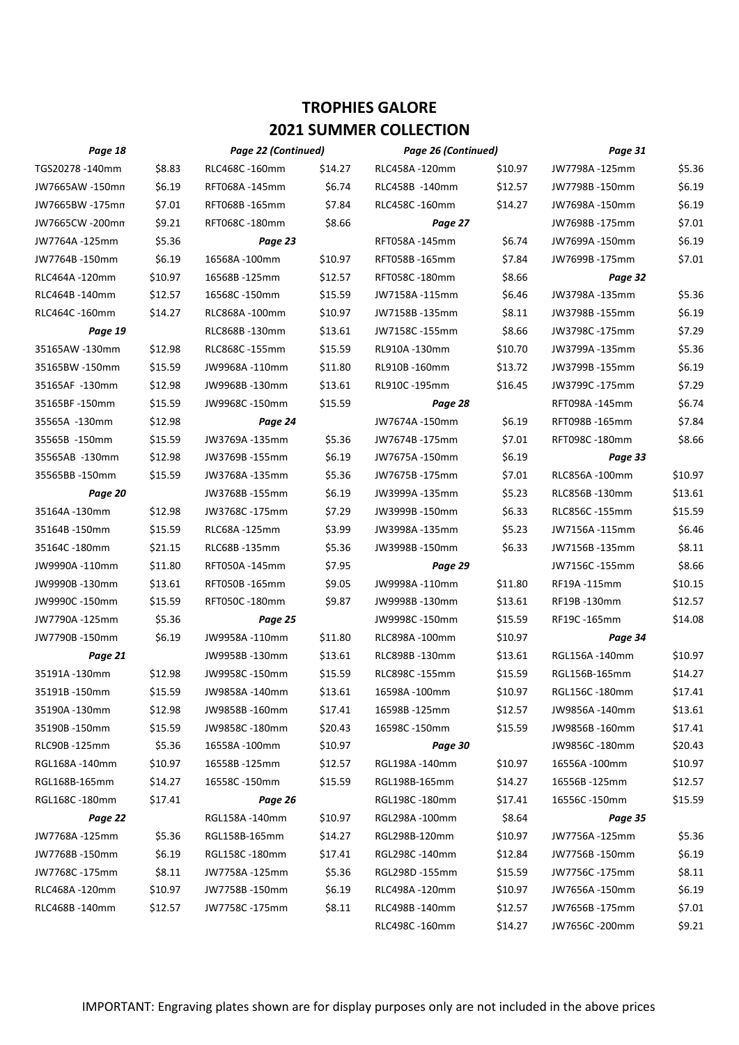# TROPHIES GALORE
## 2021 SUMMER COLLECTION

| Item | Price |
|---|---|
| ***Page 18*** | |
| TGS20278 -140mm | $8.83 |
| JW7665AW -150mm | $6.19 |
| JW7665BW -175mm | $7.01 |
| JW7665CW -200mm | $9.21 |
| JW7764A -125mm | $5.36 |
| JW7764B -150mm | $6.19 |
| RLC464A -120mm | $10.97 |
| RLC464B -140mm | $12.57 |
| RLC464C -160mm | $14.27 |
| ***Page 19*** | |
| 35165AW -130mm | $12.98 |
| 35165BW -150mm | $15.59 |
| 35165AF -130mm | $12.98 |
| 35165BF -150mm | $15.59 |
| 35565A -130mm | $12.98 |
| 35565B -150mm | $15.59 |
| 35565AB -130mm | $12.98 |
| 35565BB -150mm | $15.59 |
| ***Page 20*** | |
| 35164A -130mm | $12.98 |
| 35164B -150mm | $15.59 |
| 35164C -180mm | $21.15 |
| JW9990A -110mm | $11.80 |
| JW9990B -130mm | $13.61 |
| JW9990C -150mm | $15.59 |
| JW7790A -125mm | $5.36 |
| JW7790B -150mm | $6.19 |
| ***Page 21*** | |
| 35191A -130mm | $12.98 |
| 35191B -150mm | $15.59 |
| 35190A -130mm | $12.98 |
| 35190B -150mm | $15.59 |
| RLC90B -125mm | $5.36 |
| RGL168A -140mm | $10.97 |
| RGL168B-165mm | $14.27 |
| RGL168C -180mm | $17.41 |
| ***Page 22*** | |
| JW7768A -125mm | $5.36 |
| JW7768B -150mm | $6.19 |
| JW7768C -175mm | $8.11 |
| RLC468A -120mm | $10.97 |
| RLC468B -140mm | $12.57 |
| ***Page 22 (Continued)*** | |
| RLC468C -160mm | $14.27 |
| RFT068A -145mm | $6.74 |
| RFT068B -165mm | $7.84 |
| RFT068C -180mm | $8.66 |
| ***Page 23*** | |
| 16568A -100mm | $10.97 |
| 16568B -125mm | $12.57 |
| 16568C -150mm | $15.59 |
| RLC868A -100mm | $10.97 |
| RLC868B -130mm | $13.61 |
| RLC868C -155mm | $15.59 |
| JW9968A -110mm | $11.80 |
| JW9968B -130mm | $13.61 |
| JW9968C -150mm | $15.59 |
| ***Page 24*** | |
| JW3769A -135mm | $5.36 |
| JW3769B -155mm | $6.19 |
| JW3768A -135mm | $5.36 |
| JW3768B -155mm | $6.19 |
| JW3768C -175mm | $7.29 |
| RLC68A -125mm | $3.99 |
| RLC68B -135mm | $5.36 |
| RFT050A -145mm | $7.95 |
| RFT050B -165mm | $9.05 |
| RFT050C -180mm | $9.87 |
| ***Page 25*** | |
| JW9958A -110mm | $11.80 |
| JW9958B -130mm | $13.61 |
| JW9958C -150mm | $15.59 |
| JW9858A -140mm | $13.61 |
| JW9858B -160mm | $17.41 |
| JW9858C -180mm | $20.43 |
| 16558A -100mm | $10.97 |
| 16558B -125mm | $12.57 |
| 16558C -150mm | $15.59 |
| ***Page 26*** | |
| RGL158A -140mm | $10.97 |
| RGL158B-165mm | $14.27 |
| RGL158C -180mm | $17.41 |
| JW7758A -125mm | $5.36 |
| JW7758B -150mm | $6.19 |
| JW7758C -175mm | $8.11 |
| ***Page 26 (Continued)*** | |
| RLC458A -120mm | $10.97 |
| RLC458B -140mm | $12.57 |
| RLC458C -160mm | $14.27 |
| ***Page 27*** | |
| RFT058A -145mm | $6.74 |
| RFT058B -165mm | $7.84 |
| RFT058C -180mm | $8.66 |
| JW7158A -115mm | $6.46 |
| JW7158B -135mm | $8.11 |
| JW7158C -155mm | $8.66 |
| RL910A -130mm | $10.70 |
| RL910B -160mm | $13.72 |
| RL910C -195mm | $16.45 |
| ***Page 28*** | |
| JW7674A -150mm | $6.19 |
| JW7674B -175mm | $7.01 |
| JW7675A -150mm | $6.19 |
| JW7675B -175mm | $7.01 |
| JW3999A -135mm | $5.23 |
| JW3999B -150mm | $6.33 |
| JW3998A -135mm | $5.23 |
| JW3998B -150mm | $6.33 |
| ***Page 29*** | |
| JW9998A -110mm | $11.80 |
| JW9998B -130mm | $13.61 |
| JW9998C -150mm | $15.59 |
| RLC898A -100mm | $10.97 |
| RLC898B -130mm | $13.61 |
| RLC898C -155mm | $15.59 |
| 16598A -100mm | $10.97 |
| 16598B -125mm | $12.57 |
| 16598C -150mm | $15.59 |
| ***Page 30*** | |
| RGL198A -140mm | $10.97 |
| RGL198B-165mm | $14.27 |
| RGL198C -180mm | $17.41 |
| RGL298A -100mm | $8.64 |
| RGL298B-120mm | $10.97 |
| RGL298C -140mm | $12.84 |
| RGL298D -155mm | $15.59 |
| RLC498A -120mm | $10.97 |
| RLC498B -140mm | $12.57 |
| RLC498C -160mm | $14.27 |
| ***Page 31*** | |
| JW7798A -125mm | $5.36 |
| JW7798B -150mm | $6.19 |
| JW7698A -150mm | $6.19 |
| JW7698B -175mm | $7.01 |
| JW7699A -150mm | $6.19 |
| JW7699B -175mm | $7.01 |
| ***Page 32*** | |
| JW3798A -135mm | $5.36 |
| JW3798B -155mm | $6.19 |
| JW3798C -175mm | $7.29 |
| JW3799A -135mm | $5.36 |
| JW3799B -155mm | $6.19 |
| JW3799C -175mm | $7.29 |
| RFT098A -145mm | $6.74 |
| RFT098B -165mm | $7.84 |
| RFT098C -180mm | $8.66 |
| ***Page 33*** | |
| RLC856A -100mm | $10.97 |
| RLC856B -130mm | $13.61 |
| RLC856C -155mm | $15.59 |
| JW7156A -115mm | $6.46 |
| JW7156B -135mm | $8.11 |
| JW7156C -155mm | $8.66 |
| RF19A -115mm | $10.15 |
| RF19B -130mm | $12.57 |
| RF19C -165mm | $14.08 |
| ***Page 34*** | |
| RGL156A -140mm | $10.97 |
| RGL156B-165mm | $14.27 |
| RGL156C -180mm | $17.41 |
| JW9856A -140mm | $13.61 |
| JW9856B -160mm | $17.41 |
| JW9856C -180mm | $20.43 |
| 16556A -100mm | $10.97 |
| 16556B -125mm | $12.57 |
| 16556C -150mm | $15.59 |
| ***Page 35*** | |
| JW7756A -125mm | $5.36 |
| JW7756B -150mm | $6.19 |
| JW7756C -175mm | $8.11 |
| JW7656A -150mm | $6.19 |
| JW7656B -175mm | $7.01 |
| JW7656C -200mm | $9.21 |

IMPORTANT: Engraving plates shown are for display purposes only are not included in the above prices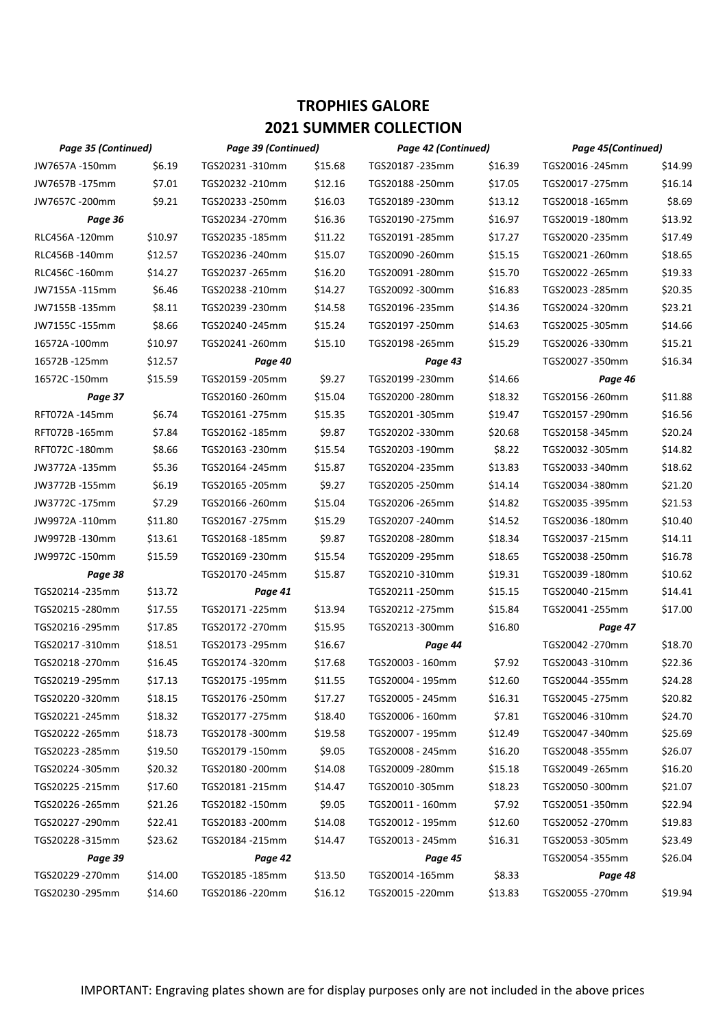# TROPHIES GALORE

## 2021 SUMMER COLLECTION

| *Page 35 (Continued)* | | *Page 39 (Continued)* | | *Page 42 (Continued)* | | *Page 45(Continued)* | |
|---|---|---|---|---|---|---|---|
| JW7657A -150mm | $6.19 | TGS20231 -310mm | $15.68 | TGS20187 -235mm | $16.39 | TGS20016 -245mm | $14.99 |
| JW7657B -175mm | $7.01 | TGS20232 -210mm | $12.16 | TGS20188 -250mm | $17.05 | TGS20017 -275mm | $16.14 |
| JW7657C -200mm | $9.21 | TGS20233 -250mm | $16.03 | TGS20189 -230mm | $13.12 | TGS20018 -165mm | $8.69 |
| *Page 36* | | TGS20234 -270mm | $16.36 | TGS20190 -275mm | $16.97 | TGS20019 -180mm | $13.92 |
| RLC456A -120mm | $10.97 | TGS20235 -185mm | $11.22 | TGS20191 -285mm | $17.27 | TGS20020 -235mm | $17.49 |
| RLC456B -140mm | $12.57 | TGS20236 -240mm | $15.07 | TGS20090 -260mm | $15.15 | TGS20021 -260mm | $18.65 |
| RLC456C -160mm | $14.27 | TGS20237 -265mm | $16.20 | TGS20091 -280mm | $15.70 | TGS20022 -265mm | $19.33 |
| JW7155A -115mm | $6.46 | TGS20238 -210mm | $14.27 | TGS20092 -300mm | $16.83 | TGS20023 -285mm | $20.35 |
| JW7155B -135mm | $8.11 | TGS20239 -230mm | $14.58 | TGS20196 -235mm | $14.36 | TGS20024 -320mm | $23.21 |
| JW7155C -155mm | $8.66 | TGS20240 -245mm | $15.24 | TGS20197 -250mm | $14.63 | TGS20025 -305mm | $14.66 |
| 16572A -100mm | $10.97 | TGS20241 -260mm | $15.10 | TGS20198 -265mm | $15.29 | TGS20026 -330mm | $15.21 |
| 16572B -125mm | $12.57 | *Page 40* | | *Page 43* | | TGS20027 -350mm | $16.34 |
| 16572C -150mm | $15.59 | TGS20159 -205mm | $9.27 | TGS20199 -230mm | $14.66 | *Page 46* | |
| *Page 37* | | TGS20160 -260mm | $15.04 | TGS20200 -280mm | $18.32 | TGS20156 -260mm | $11.88 |
| RFT072A -145mm | $6.74 | TGS20161 -275mm | $15.35 | TGS20201 -305mm | $19.47 | TGS20157 -290mm | $16.56 |
| RFT072B -165mm | $7.84 | TGS20162 -185mm | $9.87 | TGS20202 -330mm | $20.68 | TGS20158 -345mm | $20.24 |
| RFT072C -180mm | $8.66 | TGS20163 -230mm | $15.54 | TGS20203 -190mm | $8.22 | TGS20032 -305mm | $14.82 |
| JW3772A -135mm | $5.36 | TGS20164 -245mm | $15.87 | TGS20204 -235mm | $13.83 | TGS20033 -340mm | $18.62 |
| JW3772B -155mm | $6.19 | TGS20165 -205mm | $9.27 | TGS20205 -250mm | $14.14 | TGS20034 -380mm | $21.20 |
| JW3772C -175mm | $7.29 | TGS20166 -260mm | $15.04 | TGS20206 -265mm | $14.82 | TGS20035 -395mm | $21.53 |
| JW9972A -110mm | $11.80 | TGS20167 -275mm | $15.29 | TGS20207 -240mm | $14.52 | TGS20036 -180mm | $10.40 |
| JW9972B -130mm | $13.61 | TGS20168 -185mm | $9.87 | TGS20208 -280mm | $18.34 | TGS20037 -215mm | $14.11 |
| JW9972C -150mm | $15.59 | TGS20169 -230mm | $15.54 | TGS20209 -295mm | $18.65 | TGS20038 -250mm | $16.78 |
| *Page 38* | | TGS20170 -245mm | $15.87 | TGS20210 -310mm | $19.31 | TGS20039 -180mm | $10.62 |
| TGS20214 -235mm | $13.72 | *Page 41* | | TGS20211 -250mm | $15.15 | TGS20040 -215mm | $14.41 |
| TGS20215 -280mm | $17.55 | TGS20171 -225mm | $13.94 | TGS20212 -275mm | $15.84 | TGS20041 -255mm | $17.00 |
| TGS20216 -295mm | $17.85 | TGS20172 -270mm | $15.95 | TGS20213 -300mm | $16.80 | *Page 47* | |
| TGS20217 -310mm | $18.51 | TGS20173 -295mm | $16.67 | *Page 44* | | TGS20042 -270mm | $18.70 |
| TGS20218 -270mm | $16.45 | TGS20174 -320mm | $17.68 | TGS20003 - 160mm | $7.92 | TGS20043 -310mm | $22.36 |
| TGS20219 -295mm | $17.13 | TGS20175 -195mm | $11.55 | TGS20004 - 195mm | $12.60 | TGS20044 -355mm | $24.28 |
| TGS20220 -320mm | $18.15 | TGS20176 -250mm | $17.27 | TGS20005 - 245mm | $16.31 | TGS20045 -275mm | $20.82 |
| TGS20221 -245mm | $18.32 | TGS20177 -275mm | $18.40 | TGS20006 - 160mm | $7.81 | TGS20046 -310mm | $24.70 |
| TGS20222 -265mm | $18.73 | TGS20178 -300mm | $19.58 | TGS20007 - 195mm | $12.49 | TGS20047 -340mm | $25.69 |
| TGS20223 -285mm | $19.50 | TGS20179 -150mm | $9.05 | TGS20008 - 245mm | $16.20 | TGS20048 -355mm | $26.07 |
| TGS20224 -305mm | $20.32 | TGS20180 -200mm | $14.08 | TGS20009 -280mm | $15.18 | TGS20049 -265mm | $16.20 |
| TGS20225 -215mm | $17.60 | TGS20181 -215mm | $14.47 | TGS20010 -305mm | $18.23 | TGS20050 -300mm | $21.07 |
| TGS20226 -265mm | $21.26 | TGS20182 -150mm | $9.05 | TGS20011 - 160mm | $7.92 | TGS20051 -350mm | $22.94 |
| TGS20227 -290mm | $22.41 | TGS20183 -200mm | $14.08 | TGS20012 - 195mm | $12.60 | TGS20052 -270mm | $19.83 |
| TGS20228 -315mm | $23.62 | TGS20184 -215mm | $14.47 | TGS20013 - 245mm | $16.31 | TGS20053 -305mm | $23.49 |
| *Page 39* | | *Page 42* | | *Page 45* | | TGS20054 -355mm | $26.04 |
| TGS20229 -270mm | $14.00 | TGS20185 -185mm | $13.50 | TGS20014 -165mm | $8.33 | *Page 48* | |
| TGS20230 -295mm | $14.60 | TGS20186 -220mm | $16.12 | TGS20015 -220mm | $13.83 | TGS20055 -270mm | $19.94 |

IMPORTANT: Engraving plates shown are for display purposes only are not included in the above prices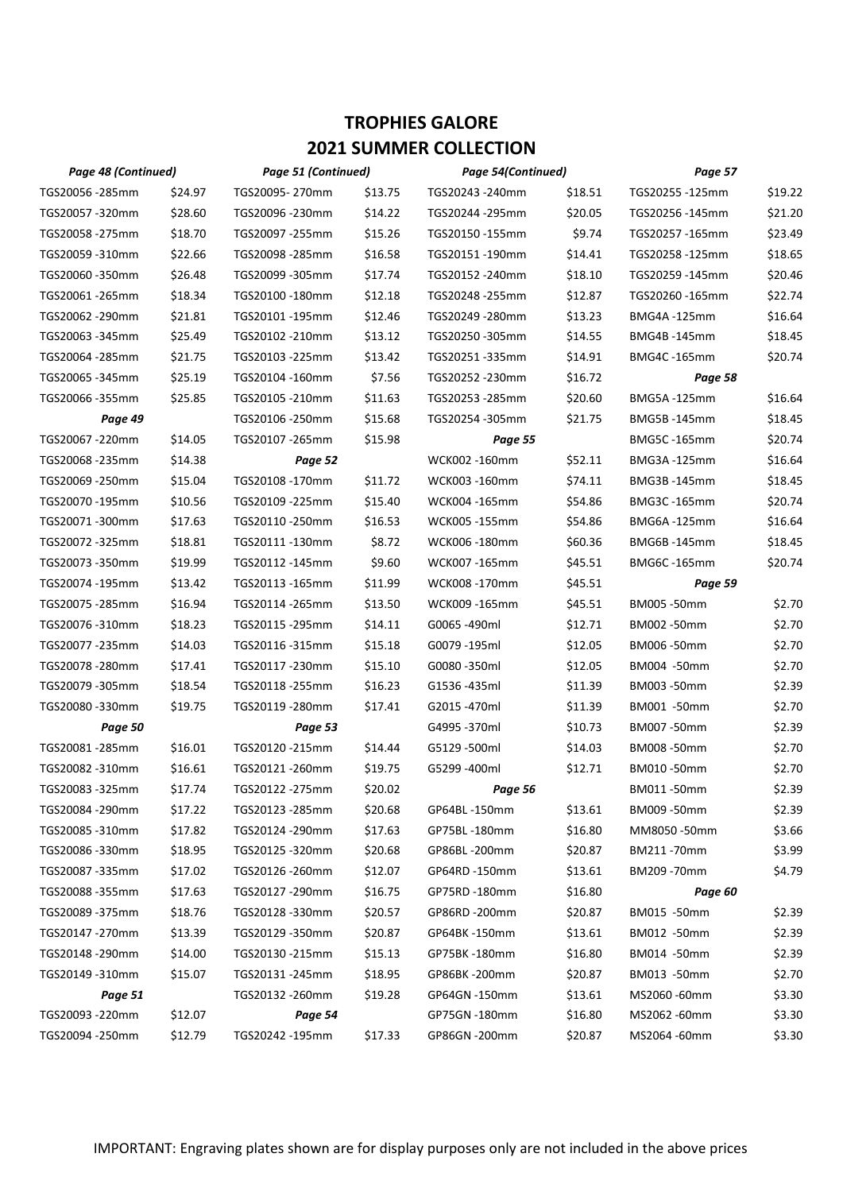# TROPHIES GALORE
## 2021 SUMMER COLLECTION

| *Page 48 (Continued)* | | *Page 51 (Continued)* | | *Page 54(Continued)* | | *Page 57* | |
|---|---|---|---|---|---|---|---|
| TGS20056 -285mm | $24.97 | TGS20095- 270mm | $13.75 | TGS20243 -240mm | $18.51 | TGS20255 -125mm | $19.22 |
| TGS20057 -320mm | $28.60 | TGS20096 -230mm | $14.22 | TGS20244 -295mm | $20.05 | TGS20256 -145mm | $21.20 |
| TGS20058 -275mm | $18.70 | TGS20097 -255mm | $15.26 | TGS20150 -155mm | $9.74 | TGS20257 -165mm | $23.49 |
| TGS20059 -310mm | $22.66 | TGS20098 -285mm | $16.58 | TGS20151 -190mm | $14.41 | TGS20258 -125mm | $18.65 |
| TGS20060 -350mm | $26.48 | TGS20099 -305mm | $17.74 | TGS20152 -240mm | $18.10 | TGS20259 -145mm | $20.46 |
| TGS20061 -265mm | $18.34 | TGS20100 -180mm | $12.18 | TGS20248 -255mm | $12.87 | TGS20260 -165mm | $22.74 |
| TGS20062 -290mm | $21.81 | TGS20101 -195mm | $12.46 | TGS20249 -280mm | $13.23 | BMG4A -125mm | $16.64 |
| TGS20063 -345mm | $25.49 | TGS20102 -210mm | $13.12 | TGS20250 -305mm | $14.55 | BMG4B -145mm | $18.45 |
| TGS20064 -285mm | $21.75 | TGS20103 -225mm | $13.42 | TGS20251 -335mm | $14.91 | BMG4C -165mm | $20.74 |
| TGS20065 -345mm | $25.19 | TGS20104 -160mm | $7.56 | TGS20252 -230mm | $16.72 | *Page 58* | |
| TGS20066 -355mm | $25.85 | TGS20105 -210mm | $11.63 | TGS20253 -285mm | $20.60 | BMG5A -125mm | $16.64 |
| *Page 49* | | TGS20106 -250mm | $15.68 | TGS20254 -305mm | $21.75 | BMG5B -145mm | $18.45 |
| TGS20067 -220mm | $14.05 | TGS20107 -265mm | $15.98 | *Page 55* | | BMG5C -165mm | $20.74 |
| TGS20068 -235mm | $14.38 | *Page 52* | | WCK002 -160mm | $52.11 | BMG3A -125mm | $16.64 |
| TGS20069 -250mm | $15.04 | TGS20108 -170mm | $11.72 | WCK003 -160mm | $74.11 | BMG3B -145mm | $18.45 |
| TGS20070 -195mm | $10.56 | TGS20109 -225mm | $15.40 | WCK004 -165mm | $54.86 | BMG3C -165mm | $20.74 |
| TGS20071 -300mm | $17.63 | TGS20110 -250mm | $16.53 | WCK005 -155mm | $54.86 | BMG6A -125mm | $16.64 |
| TGS20072 -325mm | $18.81 | TGS20111 -130mm | $8.72 | WCK006 -180mm | $60.36 | BMG6B -145mm | $18.45 |
| TGS20073 -350mm | $19.99 | TGS20112 -145mm | $9.60 | WCK007 -165mm | $45.51 | BMG6C -165mm | $20.74 |
| TGS20074 -195mm | $13.42 | TGS20113 -165mm | $11.99 | WCK008 -170mm | $45.51 | *Page 59* | |
| TGS20075 -285mm | $16.94 | TGS20114 -265mm | $13.50 | WCK009 -165mm | $45.51 | BM005 -50mm | $2.70 |
| TGS20076 -310mm | $18.23 | TGS20115 -295mm | $14.11 | G0065 -490ml | $12.71 | BM002 -50mm | $2.70 |
| TGS20077 -235mm | $14.03 | TGS20116 -315mm | $15.18 | G0079 -195ml | $12.05 | BM006 -50mm | $2.70 |
| TGS20078 -280mm | $17.41 | TGS20117 -230mm | $15.10 | G0080 -350ml | $12.05 | BM004 -50mm | $2.70 |
| TGS20079 -305mm | $18.54 | TGS20118 -255mm | $16.23 | G1536 -435ml | $11.39 | BM003 -50mm | $2.39 |
| TGS20080 -330mm | $19.75 | TGS20119 -280mm | $17.41 | G2015 -470ml | $11.39 | BM001 -50mm | $2.70 |
| *Page 50* | | *Page 53* | | G4995 -370ml | $10.73 | BM007 -50mm | $2.39 |
| TGS20081 -285mm | $16.01 | TGS20120 -215mm | $14.44 | G5129 -500ml | $14.03 | BM008 -50mm | $2.70 |
| TGS20082 -310mm | $16.61 | TGS20121 -260mm | $19.75 | G5299 -400ml | $12.71 | BM010 -50mm | $2.70 |
| TGS20083 -325mm | $17.74 | TGS20122 -275mm | $20.02 | *Page 56* | | BM011 -50mm | $2.39 |
| TGS20084 -290mm | $17.22 | TGS20123 -285mm | $20.68 | GP64BL -150mm | $13.61 | BM009 -50mm | $2.39 |
| TGS20085 -310mm | $17.82 | TGS20124 -290mm | $17.63 | GP75BL -180mm | $16.80 | MM8050 -50mm | $3.66 |
| TGS20086 -330mm | $18.95 | TGS20125 -320mm | $20.68 | GP86BL -200mm | $20.87 | BM211 -70mm | $3.99 |
| TGS20087 -335mm | $17.02 | TGS20126 -260mm | $12.07 | GP64RD -150mm | $13.61 | BM209 -70mm | $4.79 |
| TGS20088 -355mm | $17.63 | TGS20127 -290mm | $16.75 | GP75RD -180mm | $16.80 | *Page 60* | |
| TGS20089 -375mm | $18.76 | TGS20128 -330mm | $20.57 | GP86RD -200mm | $20.87 | BM015 -50mm | $2.39 |
| TGS20147 -270mm | $13.39 | TGS20129 -350mm | $20.87 | GP64BK -150mm | $13.61 | BM012 -50mm | $2.39 |
| TGS20148 -290mm | $14.00 | TGS20130 -215mm | $15.13 | GP75BK -180mm | $16.80 | BM014 -50mm | $2.39 |
| TGS20149 -310mm | $15.07 | TGS20131 -245mm | $18.95 | GP86BK -200mm | $20.87 | BM013 -50mm | $2.70 |
| *Page 51* | | TGS20132 -260mm | $19.28 | GP64GN -150mm | $13.61 | MS2060 -60mm | $3.30 |
| TGS20093 -220mm | $12.07 | *Page 54* | | GP75GN -180mm | $16.80 | MS2062 -60mm | $3.30 |
| TGS20094 -250mm | $12.79 | TGS20242 -195mm | $17.33 | GP86GN -200mm | $20.87 | MS2064 -60mm | $3.30 |

IMPORTANT: Engraving plates shown are for display purposes only are not included in the above prices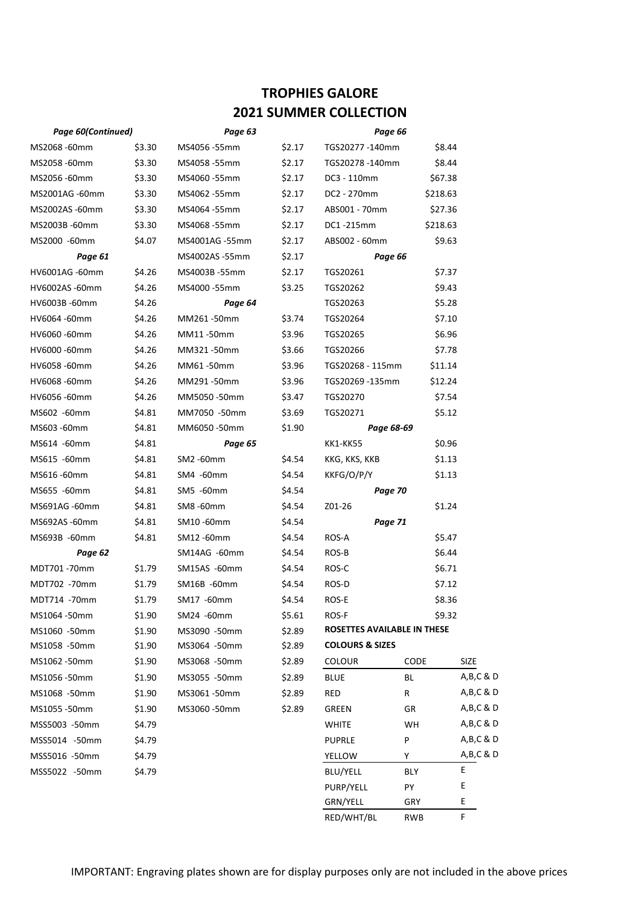# TROPHIES GALORE
## 2021 SUMMER COLLECTION

| | | | | | | | |
|---|---|---|---|---|---|---|---|
| ***Page 60(Continued)*** | | ***Page 63*** | | ***Page 66*** | | | |
| MS2068 -60mm | $3.30 | MS4056 -55mm | $2.17 | TGS20277 -140mm | $8.44 | | |
| MS2058 -60mm | $3.30 | MS4058 -55mm | $2.17 | TGS20278 -140mm | $8.44 | | |
| MS2056 -60mm | $3.30 | MS4060 -55mm | $2.17 | DC3 - 110mm | $67.38 | | |
| MS2001AG -60mm | $3.30 | MS4062 -55mm | $2.17 | DC2 - 270mm | $218.63 | | |
| MS2002AS -60mm | $3.30 | MS4064 -55mm | $2.17 | ABS001 - 70mm | $27.36 | | |
| MS2003B -60mm | $3.30 | MS4068 -55mm | $2.17 | DC1 -215mm | $218.63 | | |
| MS2000 -60mm | $4.07 | MS4001AG -55mm | $2.17 | ABS002 - 60mm | $9.63 | | |
| ***Page 61*** | | MS4002AS -55mm | $2.17 | ***Page 66*** | | | |
| HV6001AG -60mm | $4.26 | MS4003B -55mm | $2.17 | TGS20261 | $7.37 | | |
| HV6002AS -60mm | $4.26 | MS4000 -55mm | $3.25 | TGS20262 | $9.43 | | |
| HV6003B -60mm | $4.26 | ***Page 64*** | | TGS20263 | $5.28 | | |
| HV6064 -60mm | $4.26 | MM261 -50mm | $3.74 | TGS20264 | $7.10 | | |
| HV6060 -60mm | $4.26 | MM11 -50mm | $3.96 | TGS20265 | $6.96 | | |
| HV6000 -60mm | $4.26 | MM321 -50mm | $3.66 | TGS20266 | $7.78 | | |
| HV6058 -60mm | $4.26 | MM61 -50mm | $3.96 | TGS20268 - 115mm | $11.14 | | |
| HV6068 -60mm | $4.26 | MM291 -50mm | $3.96 | TGS20269 -135mm | $12.24 | | |
| HV6056 -60mm | $4.26 | MM5050 -50mm | $3.47 | TGS20270 | $7.54 | | |
| MS602 -60mm | $4.81 | MM7050 -50mm | $3.69 | TGS20271 | $5.12 | | |
| MS603 -60mm | $4.81 | MM6050 -50mm | $1.90 | ***Page 68-69*** | | | |
| MS614 -60mm | $4.81 | ***Page 65*** | | KK1-KK55 | $0.96 | | |
| MS615 -60mm | $4.81 | SM2 -60mm | $4.54 | KKG, KKS, KKB | $1.13 | | |
| MS616 -60mm | $4.81 | SM4 -60mm | $4.54 | KKFG/O/P/Y | $1.13 | | |
| MS655 -60mm | $4.81 | SM5 -60mm | $4.54 | ***Page 70*** | | | |
| MS691AG -60mm | $4.81 | SM8 -60mm | $4.54 | Z01-26 | $1.24 | | |
| MS692AS -60mm | $4.81 | SM10 -60mm | $4.54 | ***Page 71*** | | | |
| MS693B -60mm | $4.81 | SM12 -60mm | $4.54 | ROS-A | $5.47 | | |
| ***Page 62*** | | SM14AG -60mm | $4.54 | ROS-B | $6.44 | | |
| MDT701 -70mm | $1.79 | SM15AS -60mm | $4.54 | ROS-C | $6.71 | | |
| MDT702 -70mm | $1.79 | SM16B -60mm | $4.54 | ROS-D | $7.12 | | |
| MDT714 -70mm | $1.79 | SM17 -60mm | $4.54 | ROS-E | $8.36 | | |
| MS1064 -50mm | $1.90 | SM24 -60mm | $5.61 | ROS-F | $9.32 | | |
| MS1060 -50mm | $1.90 | MS3090 -50mm | $2.89 | **ROSETTES AVAILABLE IN THESE** | | | |
| MS1058 -50mm | $1.90 | MS3064 -50mm | $2.89 | **COLOURS & SIZES** | | | |
| MS1062 -50mm | $1.90 | MS3068 -50mm | $2.89 | COLOUR | | CODE | SIZE |
| MS1056 -50mm | $1.90 | MS3055 -50mm | $2.89 | BLUE | | BL | A,B,C & D |
| MS1068 -50mm | $1.90 | MS3061 -50mm | $2.89 | RED | | R | A,B,C & D |
| MS1055 -50mm | $1.90 | MS3060 -50mm | $2.89 | GREEN | | GR | A,B,C & D |
| MSS5003 -50mm | $4.79 | | | WHITE | | WH | A,B,C & D |
| MSS5014 -50mm | $4.79 | | | PUPRLE | | P | A,B,C & D |
| MSS5016 -50mm | $4.79 | | | YELLOW | | Y | A,B,C & D |
| MSS5022 -50mm | $4.79 | | | BLU/YELL | | BLY | E |
| | | | | PURP/YELL | | PY | E |
| | | | | GRN/YELL | | GRY | E |
| | | | | RED/WHT/BL | | RWB | F |

IMPORTANT: Engraving plates shown are for display purposes only are not included in the above prices